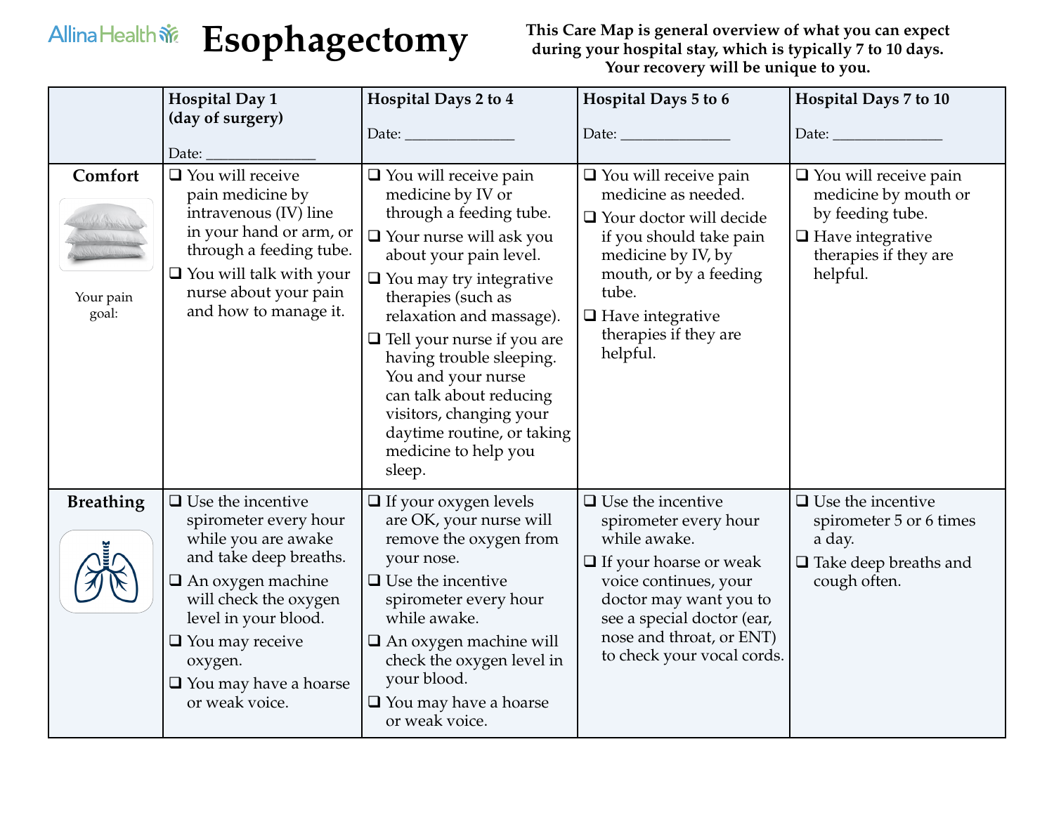# Esophagectomy

**This Care Map is general overview of what you can expect during your hospital stay, which is typically 7 to 10 days. Your recovery will be unique to you.**

| | **Hospital Day 1 (day of surgery)** Date: _______________ | **Hospital Days 2 to 4** Date: _______________ | **Hospital Days 5 to 6** Date: _______________ | **Hospital Days 7 to 10** Date: _______________ |
|---|---|---|---|---|
| **Comfort** Your pain goal: | ❑ You will receive pain medicine by intravenous (IV) line in your hand or arm, or through a feeding tube. ❑ You will talk with your nurse about your pain and how to manage it. | ❑ You will receive pain medicine by IV or through a feeding tube. ❑ Your nurse will ask you about your pain level. ❑ You may try integrative therapies (such as relaxation and massage). ❑ Tell your nurse if you are having trouble sleeping. You and your nurse can talk about reducing visitors, changing your daytime routine, or taking medicine to help you sleep. | ❑ You will receive pain medicine as needed. ❑ Your doctor will decide if you should take pain medicine by IV, by mouth, or by a feeding tube. ❑ Have integrative therapies if they are helpful. | ❑ You will receive pain medicine by mouth or by feeding tube. ❑ Have integrative therapies if they are helpful. |
| **Breathing** | ❑ Use the incentive spirometer every hour while you are awake and take deep breaths. ❑ An oxygen machine will check the oxygen level in your blood. ❑ You may receive oxygen. ❑ You may have a hoarse or weak voice. | ❑ If your oxygen levels are OK, your nurse will remove the oxygen from your nose. ❑ Use the incentive spirometer every hour while awake. ❑ An oxygen machine will check the oxygen level in your blood. ❑ You may have a hoarse or weak voice. | ❑ Use the incentive spirometer every hour while awake. ❑ If your hoarse or weak voice continues, your doctor may want you to see a special doctor (ear, nose and throat, or ENT) to check your vocal cords. | ❑ Use the incentive spirometer 5 or 6 times a day. ❑ Take deep breaths and cough often. |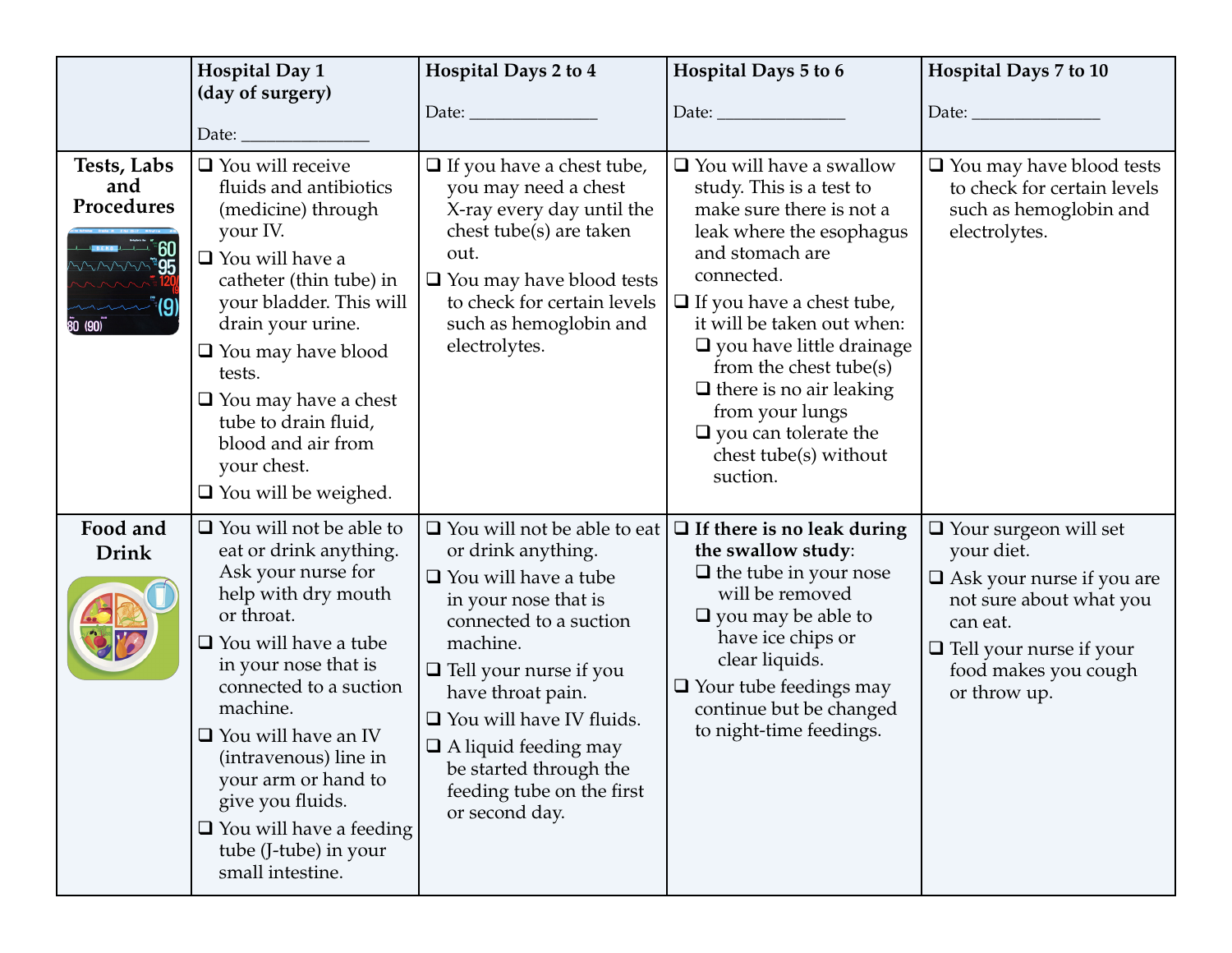| | Hospital Day 1 (day of surgery)<br><br>Date: _______________ | Hospital Days 2 to 4<br><br>Date: _______________ | Hospital Days 5 to 6<br><br>Date: _______________ | Hospital Days 7 to 10<br><br>Date: _______________ |
|---|---|---|---|---|
| **Tests, Labs and Procedures** | ❑ You will receive fluids and antibiotics (medicine) through your IV.<br>❑ You will have a catheter (thin tube) in your bladder. This will drain your urine.<br>❑ You may have blood tests.<br>❑ You may have a chest tube to drain fluid, blood and air from your chest.<br>❑ You will be weighed. | ❑ If you have a chest tube, you may need a chest X-ray every day until the chest tube(s) are taken out.<br>❑ You may have blood tests to check for certain levels such as hemoglobin and electrolytes. | ❑ You will have a swallow study. This is a test to make sure there is not a leak where the esophagus and stomach are connected.<br>❑ If you have a chest tube, it will be taken out when:<br>❑ you have little drainage from the chest tube(s)<br>❑ there is no air leaking from your lungs<br>❑ you can tolerate the chest tube(s) without suction. | ❑ You may have blood tests to check for certain levels such as hemoglobin and electrolytes. |
| **Food and Drink** | ❑ You will not be able to eat or drink anything. Ask your nurse for help with dry mouth or throat.<br>❑ You will have a tube in your nose that is connected to a suction machine.<br>❑ You will have an IV (intravenous) line in your arm or hand to give you fluids.<br>❑ You will have a feeding tube (J-tube) in your small intestine. | ❑ You will not be able to eat or drink anything.<br>❑ You will have a tube in your nose that is connected to a suction machine.<br>❑ Tell your nurse if you have throat pain.<br>❑ You will have IV fluids.<br>❑ A liquid feeding may be started through the feeding tube on the first or second day. | ❑ **If there is no leak during the swallow study**:<br>❑ the tube in your nose will be removed<br>❑ you may be able to have ice chips or clear liquids.<br>❑ Your tube feedings may continue but be changed to night-time feedings. | ❑ Your surgeon will set your diet.<br>❑ Ask your nurse if you are not sure about what you can eat.<br>❑ Tell your nurse if your food makes you cough or throw up. |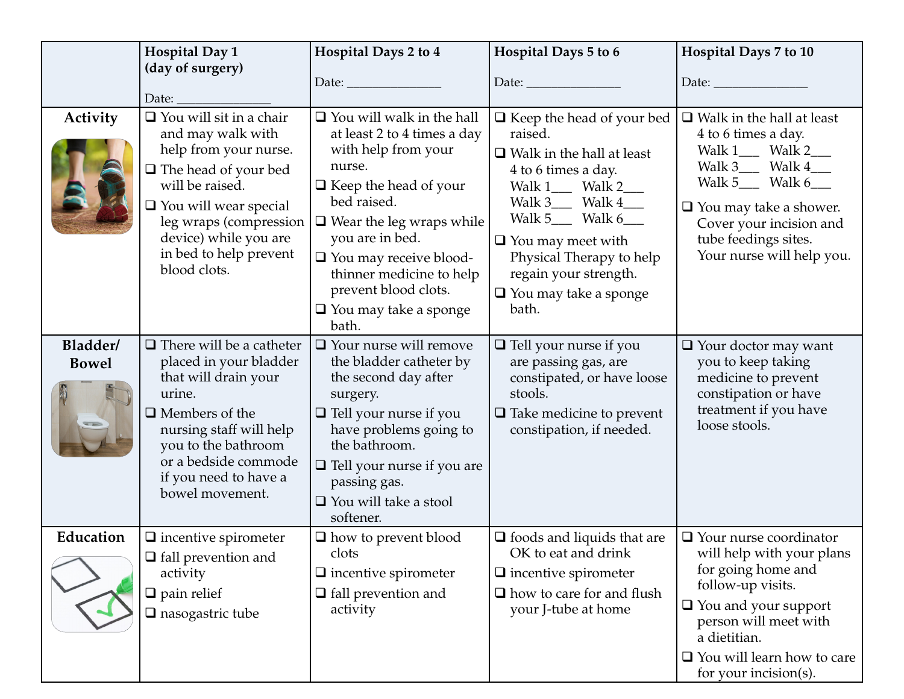| | Hospital Day 1 (day of surgery)<br><br>Date: _______________ | Hospital Days 2 to 4<br><br>Date: _______________ | Hospital Days 5 to 6<br><br>Date: _______________ | Hospital Days 7 to 10<br><br>Date: _______________ |
|---|---|---|---|---|
| **Activity** | ❑ You will sit in a chair and may walk with help from your nurse.<br>❑ The head of your bed will be raised.<br>❑ You will wear special leg wraps (compression device) while you are in bed to help prevent blood clots. | ❑ You will walk in the hall at least 2 to 4 times a day with help from your nurse.<br>❑ Keep the head of your bed raised.<br>❑ Wear the leg wraps while you are in bed.<br>❑ You may receive blood-thinner medicine to help prevent blood clots.<br>❑ You may take a sponge bath. | ❑ Keep the head of your bed raised.<br>❑ Walk in the hall at least 4 to 6 times a day.<br>Walk 1___ Walk 2___<br>Walk 3___ Walk 4___<br>Walk 5___ Walk 6___<br>❑ You may meet with Physical Therapy to help regain your strength.<br>❑ You may take a sponge bath. | ❑ Walk in the hall at least 4 to 6 times a day.<br>Walk 1___ Walk 2___<br>Walk 3___ Walk 4___<br>Walk 5___ Walk 6___<br>❑ You may take a shower. Cover your incision and tube feedings sites. Your nurse will help you. |
| **Bladder/ Bowel** | ❑ There will be a catheter placed in your bladder that will drain your urine.<br>❑ Members of the nursing staff will help you to the bathroom or a bedside commode if you need to have a bowel movement. | ❑ Your nurse will remove the bladder catheter by the second day after surgery.<br>❑ Tell your nurse if you have problems going to the bathroom.<br>❑ Tell your nurse if you are passing gas.<br>❑ You will take a stool softener. | ❑ Tell your nurse if you are passing gas, are constipated, or have loose stools.<br>❑ Take medicine to prevent constipation, if needed. | ❑ Your doctor may want you to keep taking medicine to prevent constipation or have treatment if you have loose stools. |
| **Education** | ❑ incentive spirometer<br>❑ fall prevention and activity<br>❑ pain relief<br>❑ nasogastric tube | ❑ how to prevent blood clots<br>❑ incentive spirometer<br>❑ fall prevention and activity | ❑ foods and liquids that are OK to eat and drink<br>❑ incentive spirometer<br>❑ how to care for and flush your J-tube at home | ❑ Your nurse coordinator will help with your plans for going home and follow-up visits.<br>❑ You and your support person will meet with a dietitian.<br>❑ You will learn how to care for your incision(s). |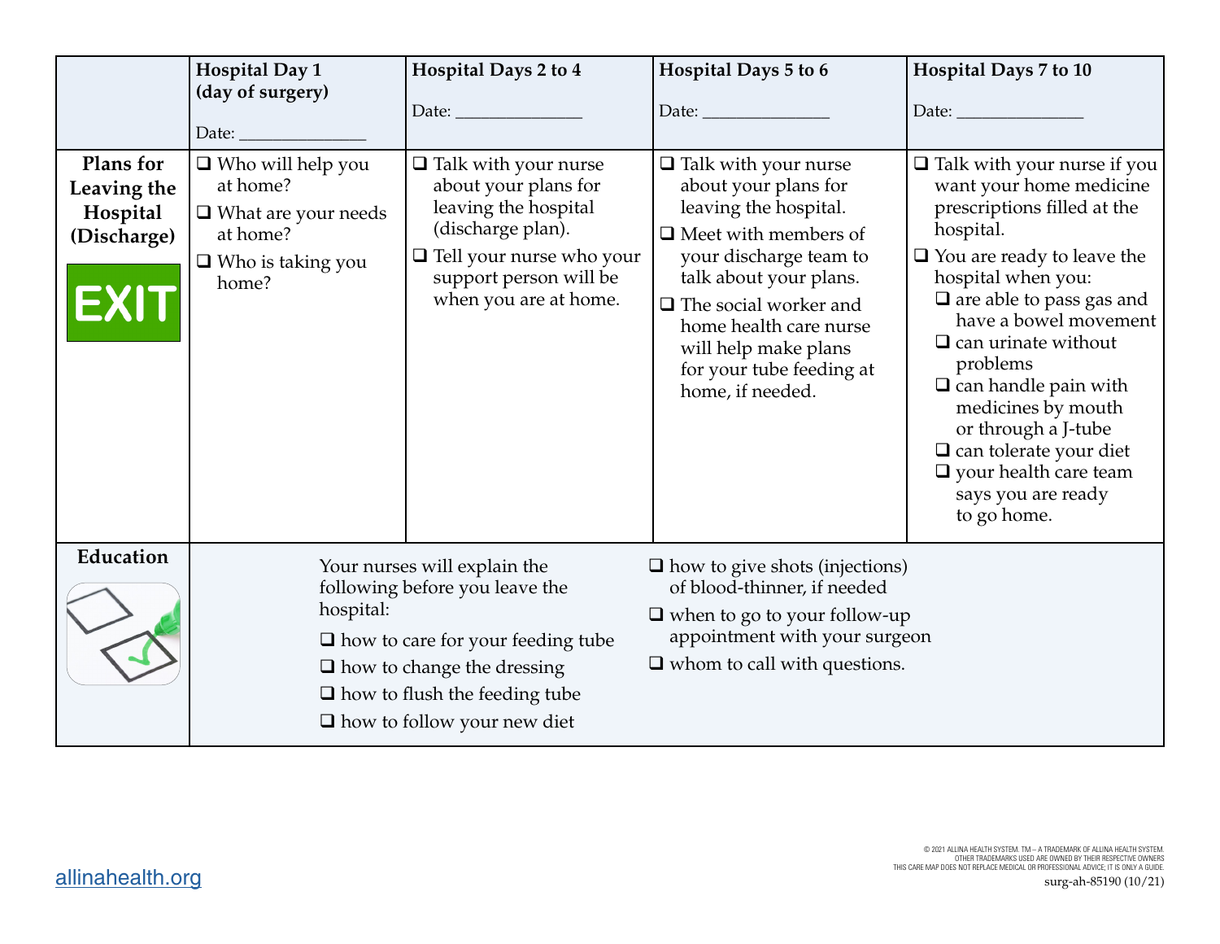| | Hospital Day 1 (day of surgery)<br><br>Date: ______________ | Hospital Days 2 to 4<br><br>Date: ______________ | Hospital Days 5 to 6<br><br>Date: ______________ | Hospital Days 7 to 10<br><br>Date: ______________ |
|---|---|---|---|---|
| **Plans for Leaving the Hospital (Discharge)**<br><br>EXIT | ❑ Who will help you at home?<br>❑ What are your needs at home?<br>❑ Who is taking you home? | ❑ Talk with your nurse about your plans for leaving the hospital (discharge plan).<br>❑ Tell your nurse who your support person will be when you are at home. | ❑ Talk with your nurse about your plans for leaving the hospital.<br>❑ Meet with members of your discharge team to talk about your plans.<br>❑ The social worker and home health care nurse will help make plans for your tube feeding at home, if needed. | ❑ Talk with your nurse if you want your home medicine prescriptions filled at the hospital.<br>❑ You are ready to leave the hospital when you:<br>❑ are able to pass gas and have a bowel movement<br>❑ can urinate without problems<br>❑ can handle pain with medicines by mouth or through a J-tube<br>❑ can tolerate your diet<br>❑ your health care team says you are ready to go home. |
| **Education** | Your nurses will explain the following before you leave the hospital:<br>❑ how to care for your feeding tube<br>❑ how to change the dressing<br>❑ how to flush the feeding tube<br>❑ how to follow your new diet<br>❑ how to give shots (injections) of blood-thinner, if needed<br>❑ when to go to your follow-up appointment with your surgeon<br>❑ whom to call with questions. | | | |

allinahealth.org

© 2021 ALLINA HEALTH SYSTEM. TM – A TRADEMARK OF ALLINA HEALTH SYSTEM. OTHER TRADEMARKS USED ARE OWNED BY THEIR RESPECTIVE OWNERS. THIS CARE MAP DOES NOT REPLACE MEDICAL OR PROFESSIONAL ADVICE; IT IS ONLY A GUIDE.

surg-ah-85190 (10/21)